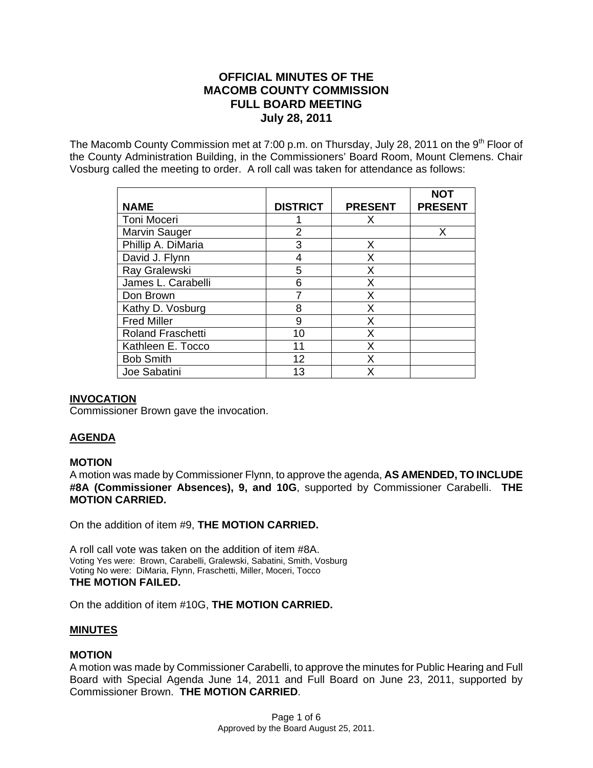# OFFICIAL MINUTES OF THE MACOMB COUNTY COMMISSION FULL BOARD MEETING July 28, 2011

The Macomb County Commission met at 7:00 p.m. on Thursday, July 28, 2011 on the 9th Floor of the County Administration Building, in the Commissioners' Board Room, Mount Clemens. Chair Vosburg called the meeting to order. A roll call was taken for attendance as follows:

| NAME | DISTRICT | PRESENT | NOT PRESENT |
|---|---|---|---|
| Toni Moceri | 1 | X | |
| Marvin Sauger | 2 | | X |
| Phillip A. DiMaria | 3 | X | |
| David J. Flynn | 4 | X | |
| Ray Gralewski | 5 | X | |
| James L. Carabelli | 6 | X | |
| Don Brown | 7 | X | |
| Kathy D. Vosburg | 8 | X | |
| Fred Miller | 9 | X | |
| Roland Fraschetti | 10 | X | |
| Kathleen E. Tocco | 11 | X | |
| Bob Smith | 12 | X | |
| Joe Sabatini | 13 | X | |

**INVOCATION**

Commissioner Brown gave the invocation.

**AGENDA**

**MOTION**

A motion was made by Commissioner Flynn, to approve the agenda, **AS AMENDED, TO INCLUDE #8A (Commissioner Absences), 9, and 10G**, supported by Commissioner Carabelli. **THE MOTION CARRIED.**

On the addition of item #9, **THE MOTION CARRIED.**

A roll call vote was taken on the addition of item #8A.
Voting Yes were: Brown, Carabelli, Gralewski, Sabatini, Smith, Vosburg
Voting No were: DiMaria, Flynn, Fraschetti, Miller, Moceri, Tocco
**THE MOTION FAILED.**

On the addition of item #10G, **THE MOTION CARRIED.**

**MINUTES**

**MOTION**

A motion was made by Commissioner Carabelli, to approve the minutes for Public Hearing and Full Board with Special Agenda June 14, 2011 and Full Board on June 23, 2011, supported by Commissioner Brown. **THE MOTION CARRIED**.

Approved by the Board August 25, 2011.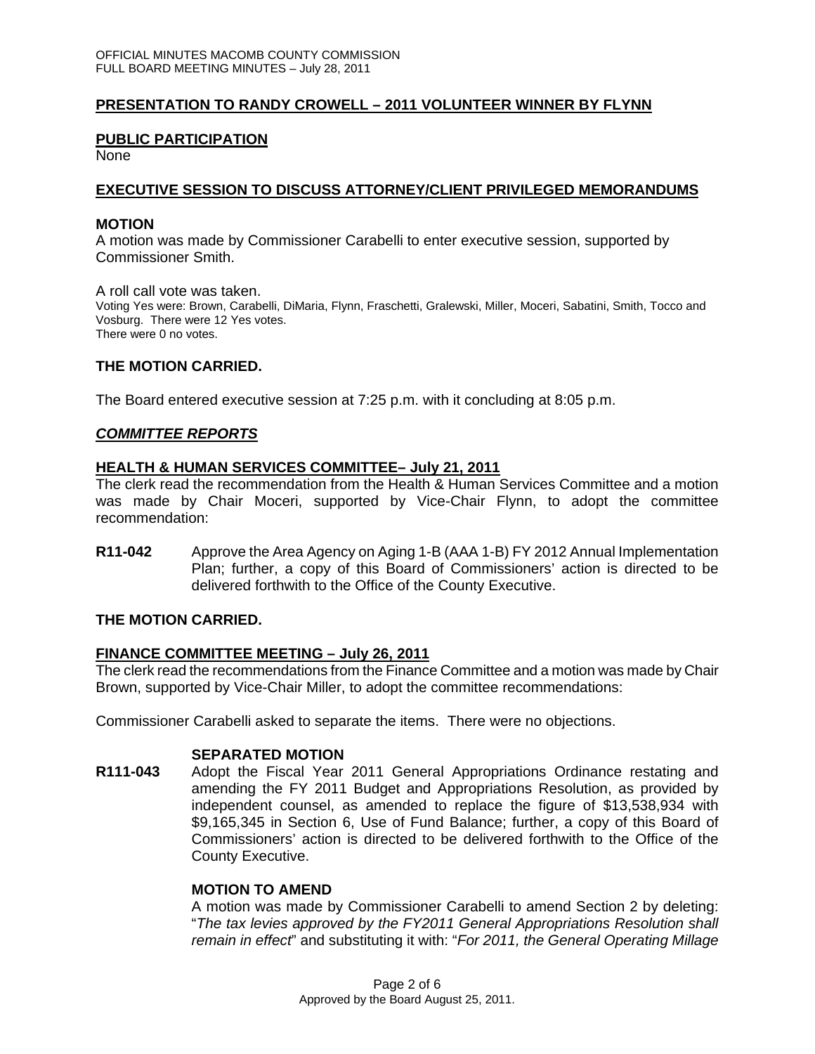## PRESENTATION TO RANDY CROWELL – 2011 VOLUNTEER WINNER BY FLYNN

## PUBLIC PARTICIPATION

None

## EXECUTIVE SESSION TO DISCUSS ATTORNEY/CLIENT PRIVILEGED MEMORANDUMS

### MOTION

A motion was made by Commissioner Carabelli to enter executive session, supported by Commissioner Smith.

A roll call vote was taken.
Voting Yes were: Brown, Carabelli, DiMaria, Flynn, Fraschetti, Gralewski, Miller, Moceri, Sabatini, Smith, Tocco and Vosburg. There were 12 Yes votes.
There were 0 no votes.

### THE MOTION CARRIED.

The Board entered executive session at 7:25 p.m. with it concluding at 8:05 p.m.

## *COMMITTEE REPORTS*

### HEALTH & HUMAN SERVICES COMMITTEE– July 21, 2011

The clerk read the recommendation from the Health & Human Services Committee and a motion was made by Chair Moceri, supported by Vice-Chair Flynn, to adopt the committee recommendation:

**R11-042** Approve the Area Agency on Aging 1-B (AAA 1-B) FY 2012 Annual Implementation Plan; further, a copy of this Board of Commissioners' action is directed to be delivered forthwith to the Office of the County Executive.

### THE MOTION CARRIED.

### FINANCE COMMITTEE MEETING – July 26, 2011

The clerk read the recommendations from the Finance Committee and a motion was made by Chair Brown, supported by Vice-Chair Miller, to adopt the committee recommendations:

Commissioner Carabelli asked to separate the items. There were no objections.

**SEPARATED MOTION**

**R111-043** Adopt the Fiscal Year 2011 General Appropriations Ordinance restating and amending the FY 2011 Budget and Appropriations Resolution, as provided by independent counsel, as amended to replace the figure of $13,538,934 with $9,165,345 in Section 6, Use of Fund Balance; further, a copy of this Board of Commissioners' action is directed to be delivered forthwith to the Office of the County Executive.

**MOTION TO AMEND**

A motion was made by Commissioner Carabelli to amend Section 2 by deleting: "*The tax levies approved by the FY2011 General Appropriations Resolution shall remain in effect*" and substituting it with: "*For 2011, the General Operating Millage*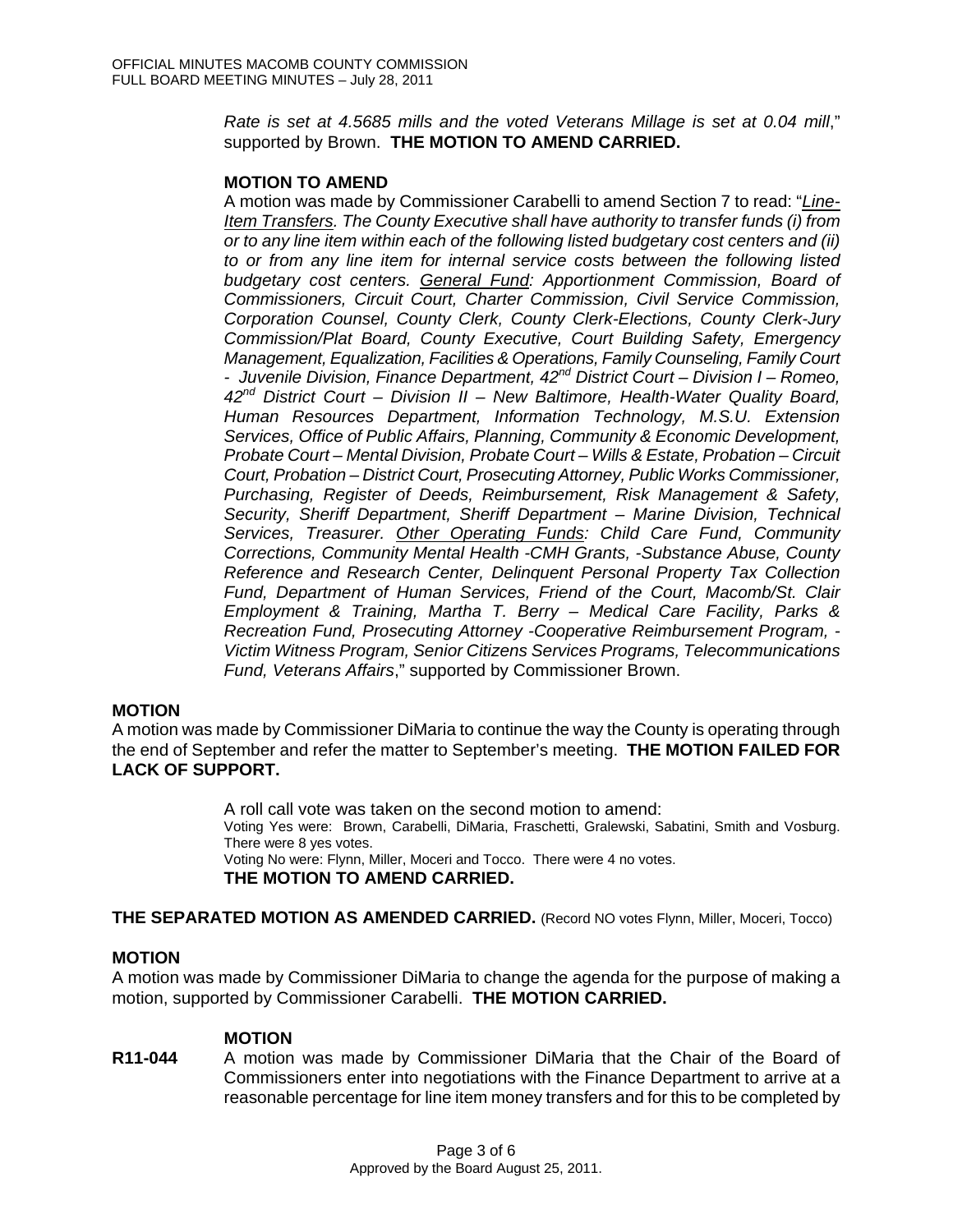*Rate is set at 4.5685 mills and the voted Veterans Millage is set at 0.04 mill*," supported by Brown. **THE MOTION TO AMEND CARRIED.**

**MOTION TO AMEND**

A motion was made by Commissioner Carabelli to amend Section 7 to read: "*Line-Item Transfers. The County Executive shall have authority to transfer funds (i) from or to any line item within each of the following listed budgetary cost centers and (ii) to or from any line item for internal service costs between the following listed budgetary cost centers. General Fund: Apportionment Commission, Board of Commissioners, Circuit Court, Charter Commission, Civil Service Commission, Corporation Counsel, County Clerk, County Clerk-Elections, County Clerk-Jury Commission/Plat Board, County Executive, Court Building Safety, Emergency Management, Equalization, Facilities & Operations, Family Counseling, Family Court - Juvenile Division, Finance Department, 42nd District Court – Division I – Romeo, 42nd District Court – Division II – New Baltimore, Health-Water Quality Board, Human Resources Department, Information Technology, M.S.U. Extension Services, Office of Public Affairs, Planning, Community & Economic Development, Probate Court – Mental Division, Probate Court – Wills & Estate, Probation – Circuit Court, Probation – District Court, Prosecuting Attorney, Public Works Commissioner, Purchasing, Register of Deeds, Reimbursement, Risk Management & Safety, Security, Sheriff Department, Sheriff Department – Marine Division, Technical Services, Treasurer. Other Operating Funds: Child Care Fund, Community Corrections, Community Mental Health -CMH Grants, -Substance Abuse, County Reference and Research Center, Delinquent Personal Property Tax Collection Fund, Department of Human Services, Friend of the Court, Macomb/St. Clair Employment & Training, Martha T. Berry – Medical Care Facility, Parks & Recreation Fund, Prosecuting Attorney -Cooperative Reimbursement Program, -Victim Witness Program, Senior Citizens Services Programs, Telecommunications Fund, Veterans Affairs*," supported by Commissioner Brown.

**MOTION**

A motion was made by Commissioner DiMaria to continue the way the County is operating through the end of September and refer the matter to September's meeting. **THE MOTION FAILED FOR LACK OF SUPPORT.**

A roll call vote was taken on the second motion to amend:
Voting Yes were: Brown, Carabelli, DiMaria, Fraschetti, Gralewski, Sabatini, Smith and Vosburg. There were 8 yes votes.
Voting No were: Flynn, Miller, Moceri and Tocco. There were 4 no votes.
**THE MOTION TO AMEND CARRIED.**

**THE SEPARATED MOTION AS AMENDED CARRIED.** (Record NO votes Flynn, Miller, Moceri, Tocco)

**MOTION**

A motion was made by Commissioner DiMaria to change the agenda for the purpose of making a motion, supported by Commissioner Carabelli. **THE MOTION CARRIED.**

**MOTION**

**R11-044** A motion was made by Commissioner DiMaria that the Chair of the Board of Commissioners enter into negotiations with the Finance Department to arrive at a reasonable percentage for line item money transfers and for this to be completed by

Approved by the Board August 25, 2011.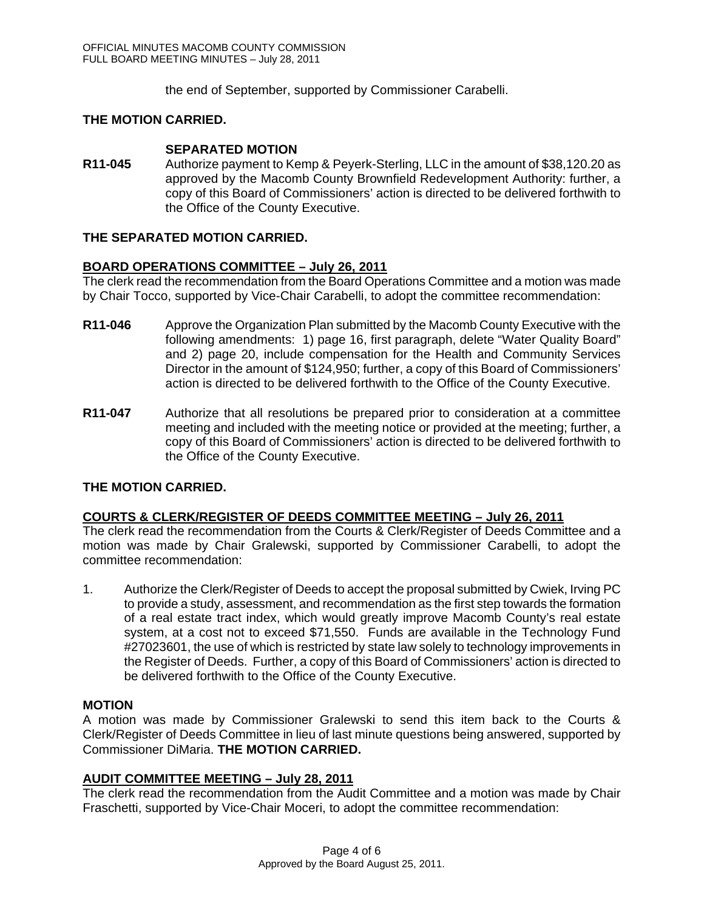the end of September, supported by Commissioner Carabelli.

**THE MOTION CARRIED.**

**SEPARATED MOTION**

**R11-045** Authorize payment to Kemp & Peyerk-Sterling, LLC in the amount of $38,120.20 as approved by the Macomb County Brownfield Redevelopment Authority: further, a copy of this Board of Commissioners' action is directed to be delivered forthwith to the Office of the County Executive.

**THE SEPARATED MOTION CARRIED.**

**BOARD OPERATIONS COMMITTEE – July 26, 2011**

The clerk read the recommendation from the Board Operations Committee and a motion was made by Chair Tocco, supported by Vice-Chair Carabelli, to adopt the committee recommendation:

**R11-046** Approve the Organization Plan submitted by the Macomb County Executive with the following amendments: 1) page 16, first paragraph, delete "Water Quality Board" and 2) page 20, include compensation for the Health and Community Services Director in the amount of $124,950; further, a copy of this Board of Commissioners' action is directed to be delivered forthwith to the Office of the County Executive.

**R11-047** Authorize that all resolutions be prepared prior to consideration at a committee meeting and included with the meeting notice or provided at the meeting; further, a copy of this Board of Commissioners' action is directed to be delivered forthwith to the Office of the County Executive.

**THE MOTION CARRIED.**

**COURTS & CLERK/REGISTER OF DEEDS COMMITTEE MEETING – July 26, 2011**

The clerk read the recommendation from the Courts & Clerk/Register of Deeds Committee and a motion was made by Chair Gralewski, supported by Commissioner Carabelli, to adopt the committee recommendation:

1. Authorize the Clerk/Register of Deeds to accept the proposal submitted by Cwiek, Irving PC to provide a study, assessment, and recommendation as the first step towards the formation of a real estate tract index, which would greatly improve Macomb County's real estate system, at a cost not to exceed $71,550. Funds are available in the Technology Fund #27023601, the use of which is restricted by state law solely to technology improvements in the Register of Deeds. Further, a copy of this Board of Commissioners' action is directed to be delivered forthwith to the Office of the County Executive.

**MOTION**

A motion was made by Commissioner Gralewski to send this item back to the Courts & Clerk/Register of Deeds Committee in lieu of last minute questions being answered, supported by Commissioner DiMaria. **THE MOTION CARRIED.**

**AUDIT COMMITTEE MEETING – July 28, 2011**

The clerk read the recommendation from the Audit Committee and a motion was made by Chair Fraschetti, supported by Vice-Chair Moceri, to adopt the committee recommendation: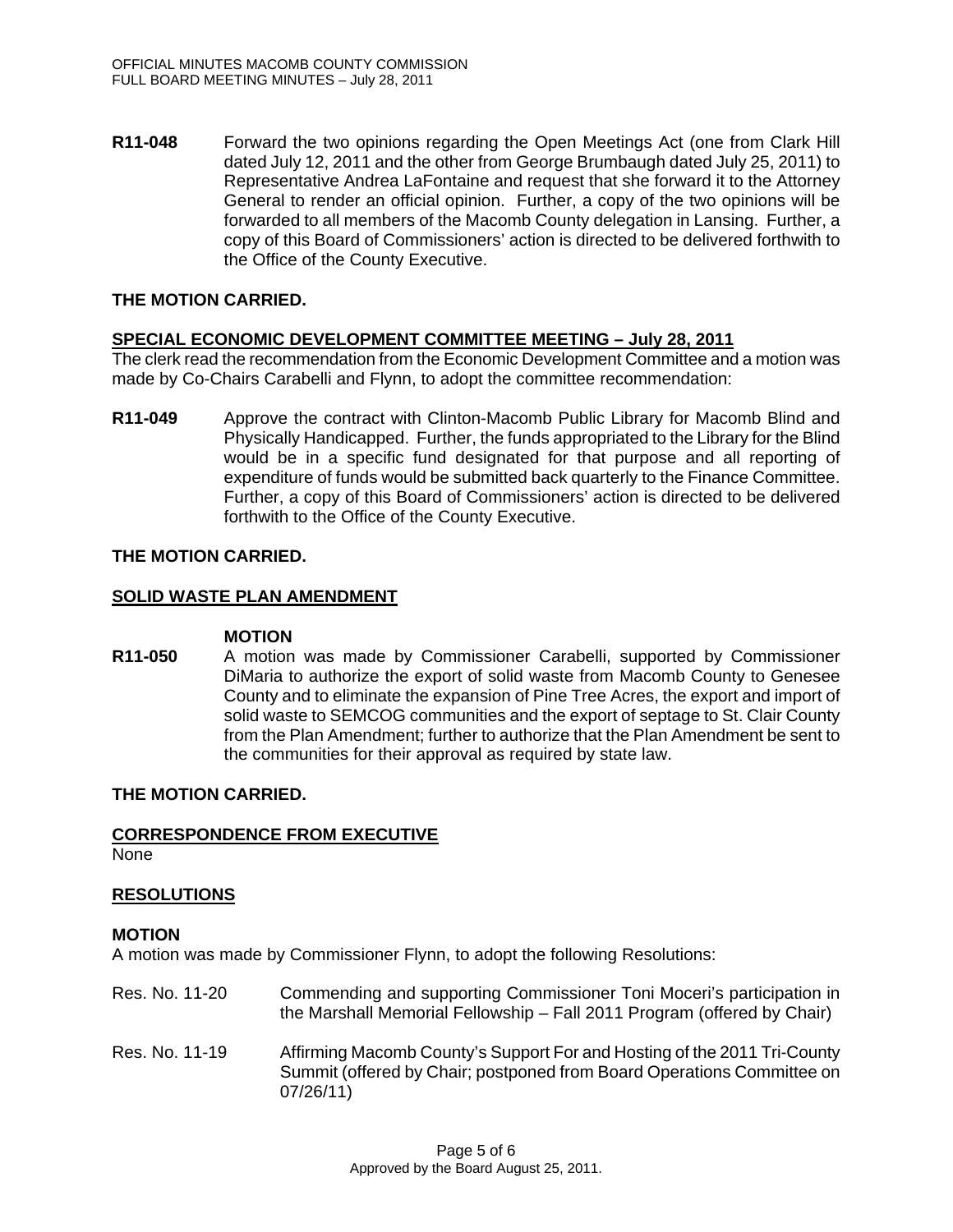**R11-048** Forward the two opinions regarding the Open Meetings Act (one from Clark Hill dated July 12, 2011 and the other from George Brumbaugh dated July 25, 2011) to Representative Andrea LaFontaine and request that she forward it to the Attorney General to render an official opinion. Further, a copy of the two opinions will be forwarded to all members of the Macomb County delegation in Lansing. Further, a copy of this Board of Commissioners' action is directed to be delivered forthwith to the Office of the County Executive.

**THE MOTION CARRIED.**

**SPECIAL ECONOMIC DEVELOPMENT COMMITTEE MEETING – July 28, 2011**

The clerk read the recommendation from the Economic Development Committee and a motion was made by Co-Chairs Carabelli and Flynn, to adopt the committee recommendation:

**R11-049** Approve the contract with Clinton-Macomb Public Library for Macomb Blind and Physically Handicapped. Further, the funds appropriated to the Library for the Blind would be in a specific fund designated for that purpose and all reporting of expenditure of funds would be submitted back quarterly to the Finance Committee. Further, a copy of this Board of Commissioners' action is directed to be delivered forthwith to the Office of the County Executive.

**THE MOTION CARRIED.**

**SOLID WASTE PLAN AMENDMENT**

**MOTION**

**R11-050** A motion was made by Commissioner Carabelli, supported by Commissioner DiMaria to authorize the export of solid waste from Macomb County to Genesee County and to eliminate the expansion of Pine Tree Acres, the export and import of solid waste to SEMCOG communities and the export of septage to St. Clair County from the Plan Amendment; further to authorize that the Plan Amendment be sent to the communities for their approval as required by state law.

**THE MOTION CARRIED.**

**CORRESPONDENCE FROM EXECUTIVE**

None

**RESOLUTIONS**

**MOTION**

A motion was made by Commissioner Flynn, to adopt the following Resolutions:

Res. No. 11-20 Commending and supporting Commissioner Toni Moceri's participation in the Marshall Memorial Fellowship – Fall 2011 Program (offered by Chair)

Res. No. 11-19 Affirming Macomb County's Support For and Hosting of the 2011 Tri-County Summit (offered by Chair; postponed from Board Operations Committee on 07/26/11)

Approved by the Board August 25, 2011.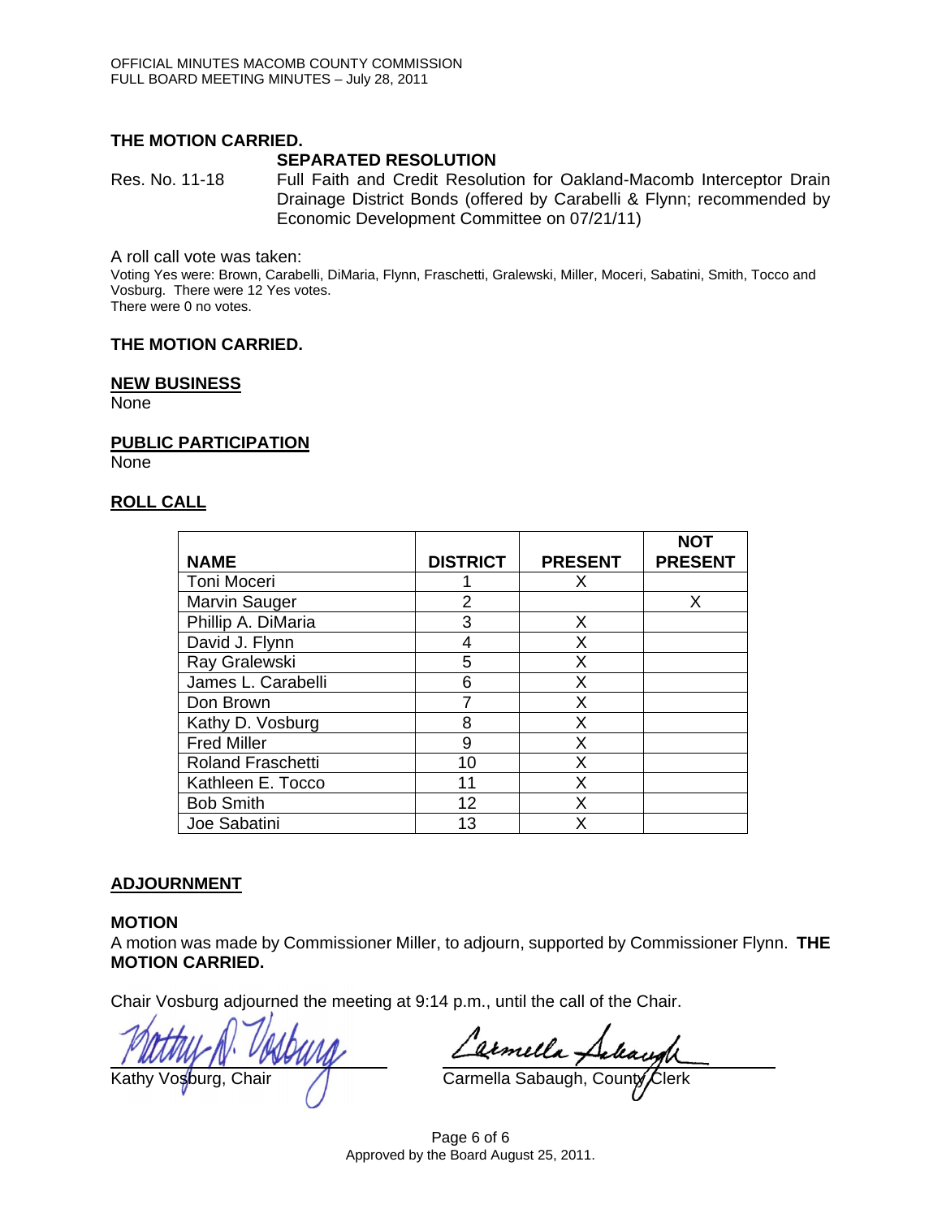**THE MOTION CARRIED.**

**SEPARATED RESOLUTION**

Res. No. 11-18 Full Faith and Credit Resolution for Oakland-Macomb Interceptor Drain Drainage District Bonds (offered by Carabelli & Flynn; recommended by Economic Development Committee on 07/21/11)

A roll call vote was taken:
Voting Yes were: Brown, Carabelli, DiMaria, Flynn, Fraschetti, Gralewski, Miller, Moceri, Sabatini, Smith, Tocco and Vosburg. There were 12 Yes votes.
There were 0 no votes.

**THE MOTION CARRIED.**

## NEW BUSINESS

None

## PUBLIC PARTICIPATION

None

## ROLL CALL

| NAME | DISTRICT | PRESENT | NOT PRESENT |
|---|---|---|---|
| Toni Moceri | 1 | X | |
| Marvin Sauger | 2 | | X |
| Phillip A. DiMaria | 3 | X | |
| David J. Flynn | 4 | X | |
| Ray Gralewski | 5 | X | |
| James L. Carabelli | 6 | X | |
| Don Brown | 7 | X | |
| Kathy D. Vosburg | 8 | X | |
| Fred Miller | 9 | X | |
| Roland Fraschetti | 10 | X | |
| Kathleen E. Tocco | 11 | X | |
| Bob Smith | 12 | X | |
| Joe Sabatini | 13 | X | |

## ADJOURNMENT

**MOTION**

A motion was made by Commissioner Miller, to adjourn, supported by Commissioner Flynn. **THE MOTION CARRIED.**

Chair Vosburg adjourned the meeting at 9:14 p.m., until the call of the Chair.

Kathy Vosburg, Chair

Carmella Sabaugh, County Clerk

Approved by the Board August 25, 2011.